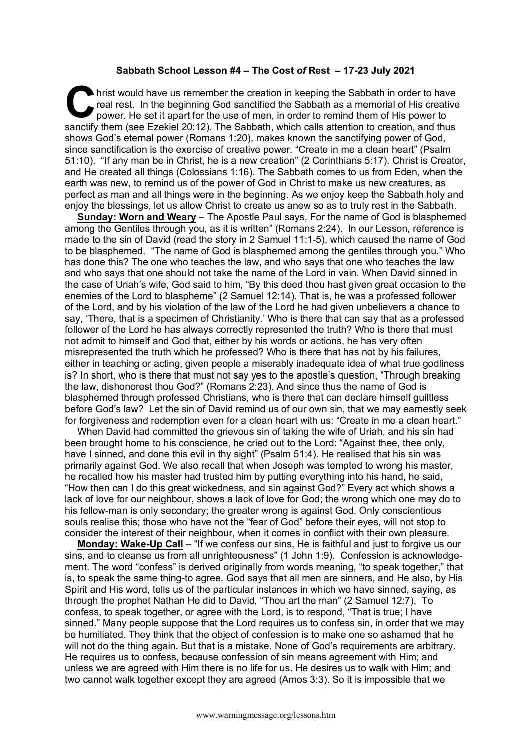**Sabbath School Lesson #4 – The Cost *of* Rest – 17-23 July 2021**

Christ would have us remember the creation in keeping the Sabbath in order to have real rest. In the beginning God sanctified the Sabbath as a memorial of His creative power. He set it apart for the use of men, in order to remind them of His power to sanctify them (see Ezekiel 20:12). The Sabbath, which calls attention to creation, and thus shows God's eternal power (Romans 1:20), makes known the sanctifying power of God, since sanctification is the exercise of creative power. "Create in me a clean heart" (Psalm 51:10). "If any man be in Christ, he is a new creation" (2 Corinthians 5:17). Christ is Creator, and He created all things (Colossians 1:16). The Sabbath comes to us from Eden, when the earth was new, to remind us of the power of God in Christ to make us new creatures, as perfect as man and all things were in the beginning. As we enjoy keep the Sabbath holy and enjoy the blessings, let us allow Christ to create us anew so as to truly rest in the Sabbath.

**Sunday: Worn and Weary** – The Apostle Paul says, For the name of God is blasphemed among the Gentiles through you, as it is written" (Romans 2:24). In our Lesson, reference is made to the sin of David (read the story in 2 Samuel 11:1-5), which caused the name of God to be blasphemed. "The name of God is blasphemed among the gentiles through you." Who has done this? The one who teaches the law, and who says that one who teaches the law and who says that one should not take the name of the Lord in vain. When David sinned in the case of Uriah's wife, God said to him, "By this deed thou hast given great occasion to the enemies of the Lord to blaspheme" (2 Samuel 12:14). That is, he was a professed follower of the Lord, and by his violation of the law of the Lord he had given unbelievers a chance to say, 'There, that is a specimen of Christianity.' Who is there that can say that as a professed follower of the Lord he has always correctly represented the truth? Who is there that must not admit to himself and God that, either by his words or actions, he has very often misrepresented the truth which he professed? Who is there that has not by his failures, either in teaching or acting, given people a miserably inadequate idea of what true godliness is? In short, who is there that must not say yes to the apostle's question, "Through breaking the law, dishonorest thou God?" (Romans 2:23). And since thus the name of God is blasphemed through professed Christians, who is there that can declare himself guiltless before God's law? Let the sin of David remind us of our own sin, that we may earnestly seek for forgiveness and redemption even for a clean heart with us: "Create in me a clean heart."

When David had committed the grievous sin of taking the wife of Uriah, and his sin had been brought home to his conscience, he cried out to the Lord: "Against thee, thee only, have I sinned, and done this evil in thy sight" (Psalm 51:4). He realised that his sin was primarily against God. We also recall that when Joseph was tempted to wrong his master, he recalled how his master had trusted him by putting everything into his hand, he said, "How then can I do this great wickedness, and sin against God?" Every act which shows a lack of love for our neighbour, shows a lack of love for God; the wrong which one may do to his fellow-man is only secondary; the greater wrong is against God. Only conscientious souls realise this; those who have not the "fear of God" before their eyes, will not stop to consider the interest of their neighbour, when it comes in conflict with their own pleasure.

**Monday: Wake-Up Call** – "If we confess our sins, He is faithful and just to forgive us our sins, and to cleanse us from all unrighteousness" (1 John 1:9). Confession is acknowledgement. The word "confess" is derived originally from words meaning, "to speak together," that is, to speak the same thing-to agree. God says that all men are sinners, and He also, by His Spirit and His word, tells us of the particular instances in which we have sinned, saying, as through the prophet Nathan He did to David, "Thou art the man" (2 Samuel 12:7). To confess, to speak together, or agree with the Lord, is to respond, "That is true; I have sinned." Many people suppose that the Lord requires us to confess sin, in order that we may be humiliated. They think that the object of confession is to make one so ashamed that he will not do the thing again. But that is a mistake. None of God's requirements are arbitrary. He requires us to confess, because confession of sin means agreement with Him; and unless we are agreed with Him there is no life for us. He desires us to walk with Him; and two cannot walk together except they are agreed (Amos 3:3). So it is impossible that we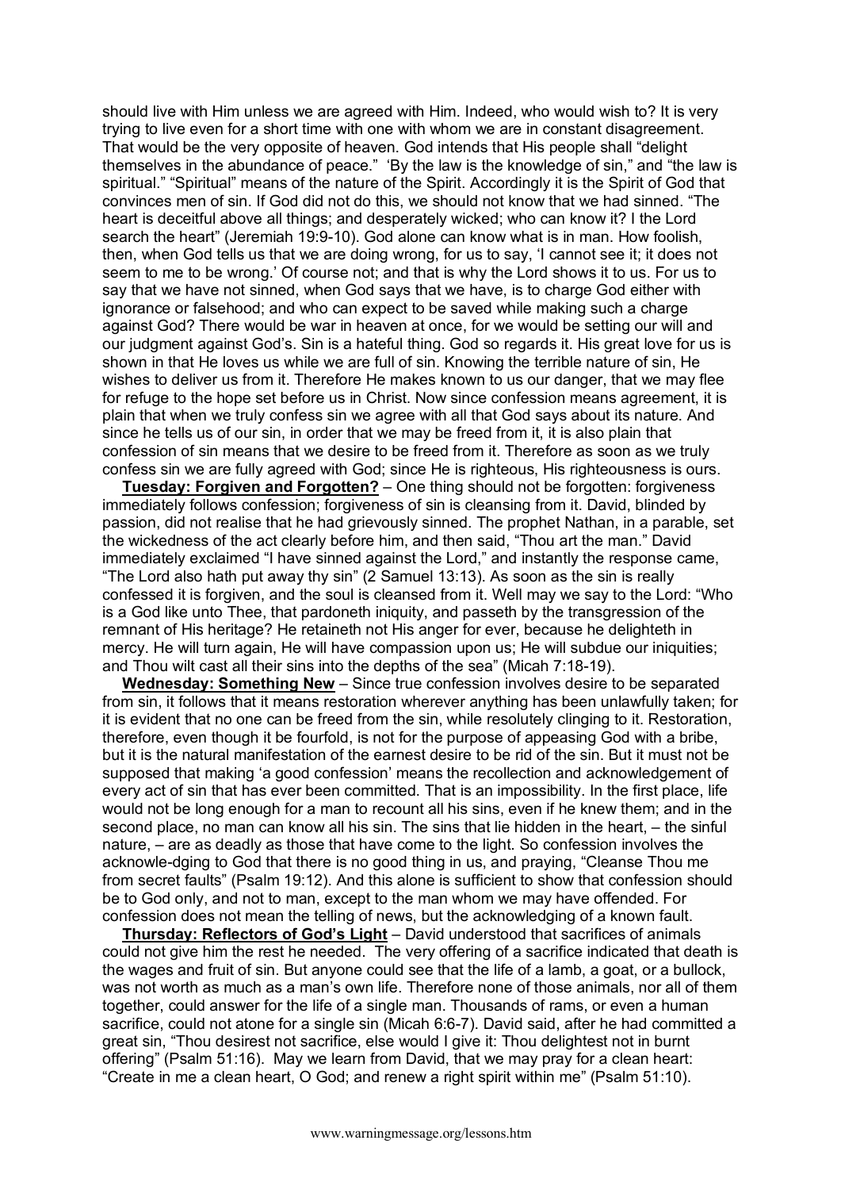should live with Him unless we are agreed with Him. Indeed, who would wish to? It is very trying to live even for a short time with one with whom we are in constant disagreement. That would be the very opposite of heaven. God intends that His people shall "delight themselves in the abundance of peace." 'By the law is the knowledge of sin," and "the law is spiritual." "Spiritual" means of the nature of the Spirit. Accordingly it is the Spirit of God that convinces men of sin. If God did not do this, we should not know that we had sinned. "The heart is deceitful above all things; and desperately wicked; who can know it? I the Lord search the heart" (Jeremiah 19:9-10). God alone can know what is in man. How foolish, then, when God tells us that we are doing wrong, for us to say, 'I cannot see it; it does not seem to me to be wrong.' Of course not; and that is why the Lord shows it to us. For us to say that we have not sinned, when God says that we have, is to charge God either with ignorance or falsehood; and who can expect to be saved while making such a charge against God? There would be war in heaven at once, for we would be setting our will and our judgment against God's. Sin is a hateful thing. God so regards it. His great love for us is shown in that He loves us while we are full of sin. Knowing the terrible nature of sin, He wishes to deliver us from it. Therefore He makes known to us our danger, that we may flee for refuge to the hope set before us in Christ. Now since confession means agreement, it is plain that when we truly confess sin we agree with all that God says about its nature. And since he tells us of our sin, in order that we may be freed from it, it is also plain that confession of sin means that we desire to be freed from it. Therefore as soon as we truly confess sin we are fully agreed with God; since He is righteous, His righteousness is ours.

**Tuesday: Forgiven and Forgotten?** – One thing should not be forgotten: forgiveness immediately follows confession; forgiveness of sin is cleansing from it. David, blinded by passion, did not realise that he had grievously sinned. The prophet Nathan, in a parable, set the wickedness of the act clearly before him, and then said, "Thou art the man." David immediately exclaimed "I have sinned against the Lord," and instantly the response came, "The Lord also hath put away thy sin" (2 Samuel 13:13). As soon as the sin is really confessed it is forgiven, and the soul is cleansed from it. Well may we say to the Lord: "Who is a God like unto Thee, that pardoneth iniquity, and passeth by the transgression of the remnant of His heritage? He retaineth not His anger for ever, because he delighteth in mercy. He will turn again, He will have compassion upon us; He will subdue our iniquities; and Thou wilt cast all their sins into the depths of the sea" (Micah 7:18-19).

**Wednesday: Something New** – Since true confession involves desire to be separated from sin, it follows that it means restoration wherever anything has been unlawfully taken; for it is evident that no one can be freed from the sin, while resolutely clinging to it. Restoration, therefore, even though it be fourfold, is not for the purpose of appeasing God with a bribe, but it is the natural manifestation of the earnest desire to be rid of the sin. But it must not be supposed that making 'a good confession' means the recollection and acknowledgement of every act of sin that has ever been committed. That is an impossibility. In the first place, life would not be long enough for a man to recount all his sins, even if he knew them; and in the second place, no man can know all his sin. The sins that lie hidden in the heart, – the sinful nature, – are as deadly as those that have come to the light. So confession involves the acknowle-dging to God that there is no good thing in us, and praying, "Cleanse Thou me from secret faults" (Psalm 19:12). And this alone is sufficient to show that confession should be to God only, and not to man, except to the man whom we may have offended. For confession does not mean the telling of news, but the acknowledging of a known fault.

**Thursday: Reflectors of God's Light** – David understood that sacrifices of animals could not give him the rest he needed. The very offering of a sacrifice indicated that death is the wages and fruit of sin. But anyone could see that the life of a lamb, a goat, or a bullock, was not worth as much as a man's own life. Therefore none of those animals, nor all of them together, could answer for the life of a single man. Thousands of rams, or even a human sacrifice, could not atone for a single sin (Micah 6:6-7). David said, after he had committed a great sin, "Thou desirest not sacrifice, else would I give it: Thou delightest not in burnt offering" (Psalm 51:16). May we learn from David, that we may pray for a clean heart: "Create in me a clean heart, O God; and renew a right spirit within me" (Psalm 51:10).